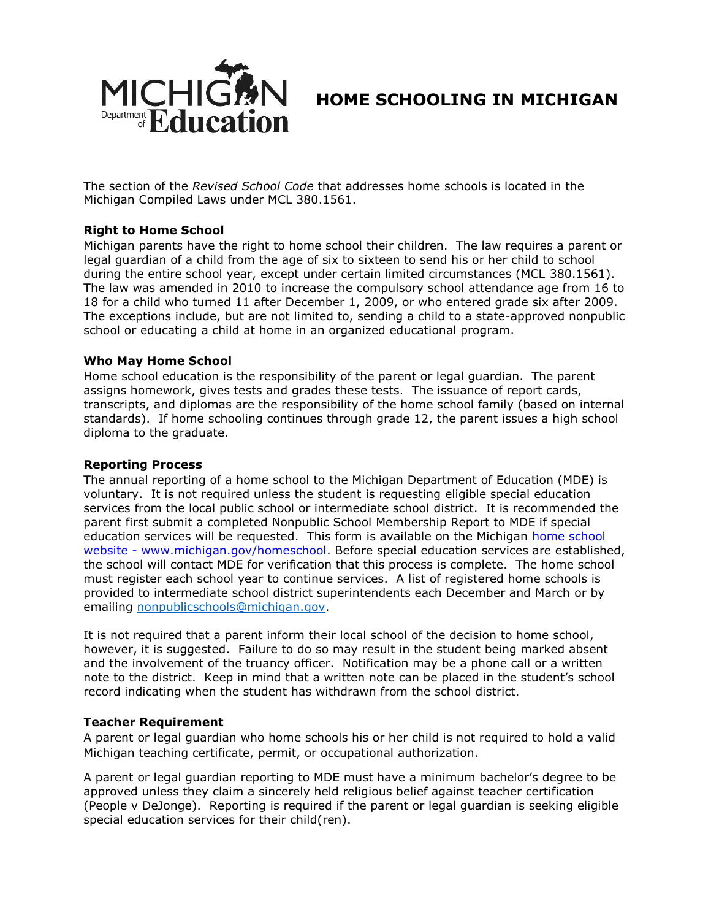# HOME SCHOOLING IN MICHIGAN

The section of the *Revised School Code* that addresses home schools is located in the Michigan Compiled Laws under MCL 380.1561.

**Right to Home School**

Michigan parents have the right to home school their children. The law requires a parent or legal guardian of a child from the age of six to sixteen to send his or her child to school during the entire school year, except under certain limited circumstances (MCL 380.1561). The law was amended in 2010 to increase the compulsory school attendance age from 16 to 18 for a child who turned 11 after December 1, 2009, or who entered grade six after 2009. The exceptions include, but are not limited to, sending a child to a state-approved nonpublic school or educating a child at home in an organized educational program.

**Who May Home School**

Home school education is the responsibility of the parent or legal guardian. The parent assigns homework, gives tests and grades these tests. The issuance of report cards, transcripts, and diplomas are the responsibility of the home school family (based on internal standards). If home schooling continues through grade 12, the parent issues a high school diploma to the graduate.

**Reporting Process**

The annual reporting of a home school to the Michigan Department of Education (MDE) is voluntary. It is not required unless the student is requesting eligible special education services from the local public school or intermediate school district. It is recommended the parent first submit a completed Nonpublic School Membership Report to MDE if special education services will be requested. This form is available on the Michigan [home school website - www.michigan.gov/homeschool](http://www.michigan.gov/homeschool). Before special education services are established, the school will contact MDE for verification that this process is complete. The home school must register each school year to continue services. A list of registered home schools is provided to intermediate school district superintendents each December and March or by emailing [nonpublicschools@michigan.gov](mailto:nonpublicschools@michigan.gov).

It is not required that a parent inform their local school of the decision to home school, however, it is suggested. Failure to do so may result in the student being marked absent and the involvement of the truancy officer. Notification may be a phone call or a written note to the district. Keep in mind that a written note can be placed in the student's school record indicating when the student has withdrawn from the school district.

**Teacher Requirement**

A parent or legal guardian who home schools his or her child is not required to hold a valid Michigan teaching certificate, permit, or occupational authorization.

A parent or legal guardian reporting to MDE must have a minimum bachelor's degree to be approved unless they claim a sincerely held religious belief against teacher certification (People v DeJonge). Reporting is required if the parent or legal guardian is seeking eligible special education services for their child(ren).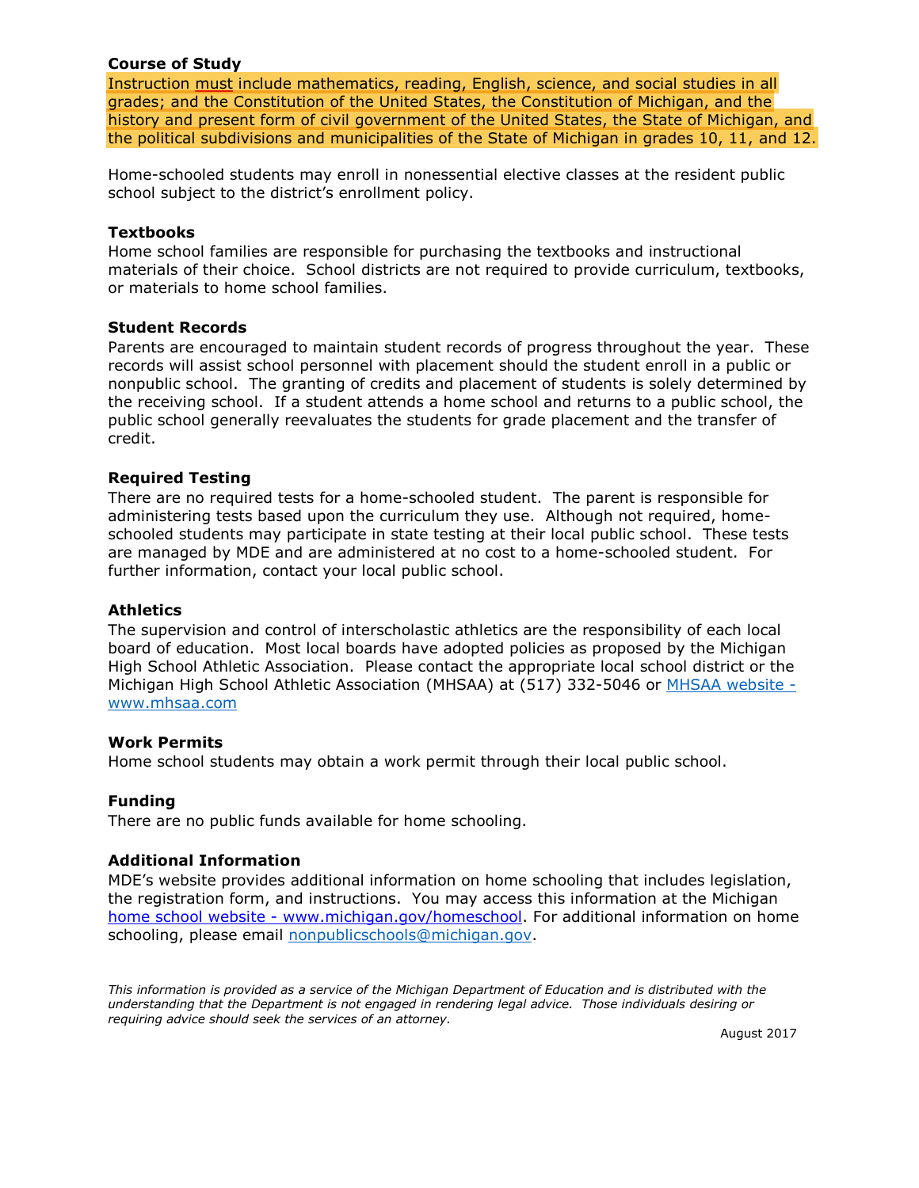**Course of Study**

Instruction must include mathematics, reading, English, science, and social studies in all grades; and the Constitution of the United States, the Constitution of Michigan, and the history and present form of civil government of the United States, the State of Michigan, and the political subdivisions and municipalities of the State of Michigan in grades 10, 11, and 12.

Home-schooled students may enroll in nonessential elective classes at the resident public school subject to the district's enrollment policy.

**Textbooks**

Home school families are responsible for purchasing the textbooks and instructional materials of their choice. School districts are not required to provide curriculum, textbooks, or materials to home school families.

**Student Records**

Parents are encouraged to maintain student records of progress throughout the year. These records will assist school personnel with placement should the student enroll in a public or nonpublic school. The granting of credits and placement of students is solely determined by the receiving school. If a student attends a home school and returns to a public school, the public school generally reevaluates the students for grade placement and the transfer of credit.

**Required Testing**

There are no required tests for a home-schooled student. The parent is responsible for administering tests based upon the curriculum they use. Although not required, home-schooled students may participate in state testing at their local public school. These tests are managed by MDE and are administered at no cost to a home-schooled student. For further information, contact your local public school.

**Athletics**

The supervision and control of interscholastic athletics are the responsibility of each local board of education. Most local boards have adopted policies as proposed by the Michigan High School Athletic Association. Please contact the appropriate local school district or the Michigan High School Athletic Association (MHSAA) at (517) 332-5046 or [MHSAA website - www.mhsaa.com](http://www.mhsaa.com)

**Work Permits**

Home school students may obtain a work permit through their local public school.

**Funding**

There are no public funds available for home schooling.

**Additional Information**

MDE's website provides additional information on home schooling that includes legislation, the registration form, and instructions. You may access this information at the Michigan [home school website - www.michigan.gov/homeschool](http://www.michigan.gov/homeschool). For additional information on home schooling, please email [nonpublicschools@michigan.gov](mailto:nonpublicschools@michigan.gov).

*This information is provided as a service of the Michigan Department of Education and is distributed with the understanding that the Department is not engaged in rendering legal advice. Those individuals desiring or requiring advice should seek the services of an attorney.*

August 2017